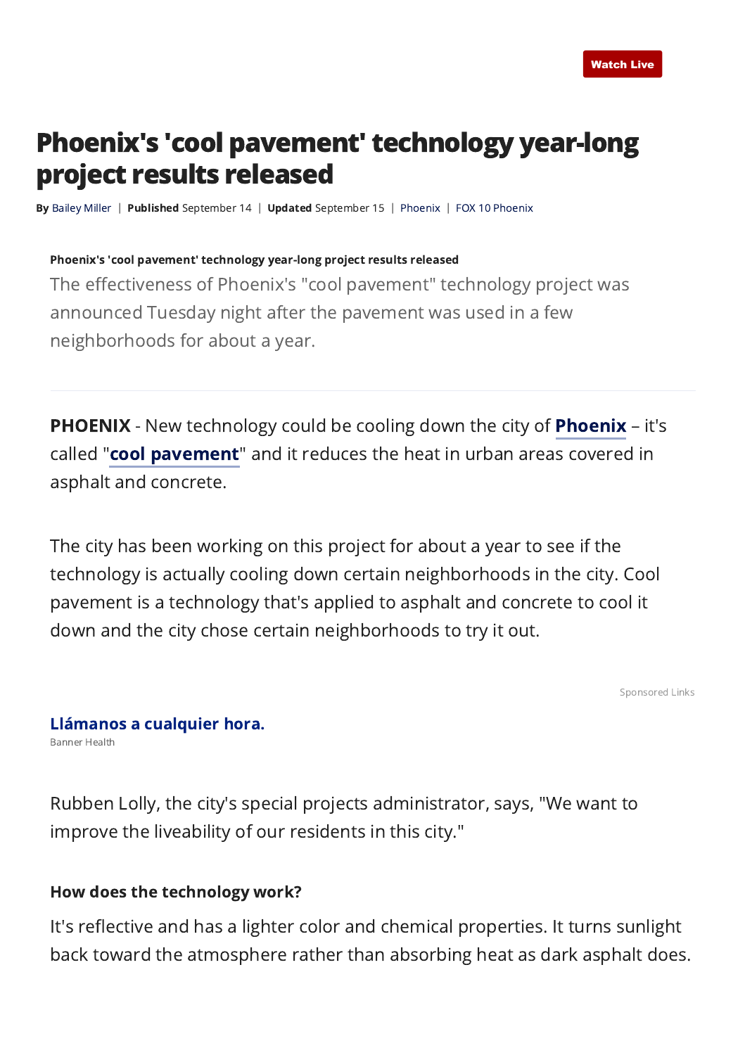# Phoenix's 'cool pavement' technology year-long project results released

**By** Bailey Miller | **Published** September 14 | **Updated** September 15 | Phoenix | FOX 10 Phoenix

**Phoenix's 'cool pavement' technology year-long project results released**

The effectiveness of Phoenix's "cool pavement" technology project was announced Tuesday night after the pavement was used in a few neighborhoods for about a year.

**PHOENIX** - New technology could be cooling down the city of **Phoenix** – it's called "**cool pavement**" and it reduces the heat in urban areas covered in asphalt and concrete.

The city has been working on this project for about a year to see if the technology is actually cooling down certain neighborhoods in the city. Cool pavement is a technology that's applied to asphalt and concrete to cool it down and the city chose certain neighborhoods to try it out.

Rubben Lolly, the city's special projects administrator, says, "We want to improve the liveability of our residents in this city."

### How does the technology work?

It's reflective and has a lighter color and chemical properties. It turns sunlight back toward the atmosphere rather than absorbing heat as dark asphalt does.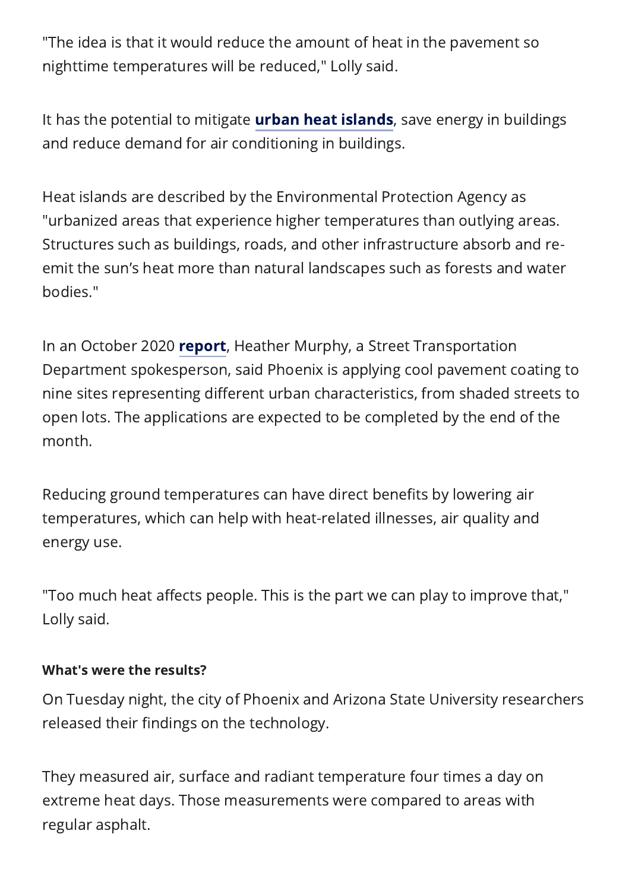"The idea is that it would reduce the amount of heat in the pavement so nighttime temperatures will be reduced," Lolly said.

It has the potential to mitigate **urban heat islands**, save energy in buildings and reduce demand for air conditioning in buildings.

Heat islands are described by the Environmental Protection Agency as "urbanized areas that experience higher temperatures than outlying areas. Structures such as buildings, roads, and other infrastructure absorb and re-emit the sun's heat more than natural landscapes such as forests and water bodies."

In an October 2020 **report**, Heather Murphy, a Street Transportation Department spokesperson, said Phoenix is applying cool pavement coating to nine sites representing different urban characteristics, from shaded streets to open lots. The applications are expected to be completed by the end of the month.

Reducing ground temperatures can have direct benefits by lowering air temperatures, which can help with heat-related illnesses, air quality and energy use.

"Too much heat affects people. This is the part we can play to improve that," Lolly said.

#### What's were the results?

On Tuesday night, the city of Phoenix and Arizona State University researchers released their findings on the technology.

They measured air, surface and radiant temperature four times a day on extreme heat days. Those measurements were compared to areas with regular asphalt.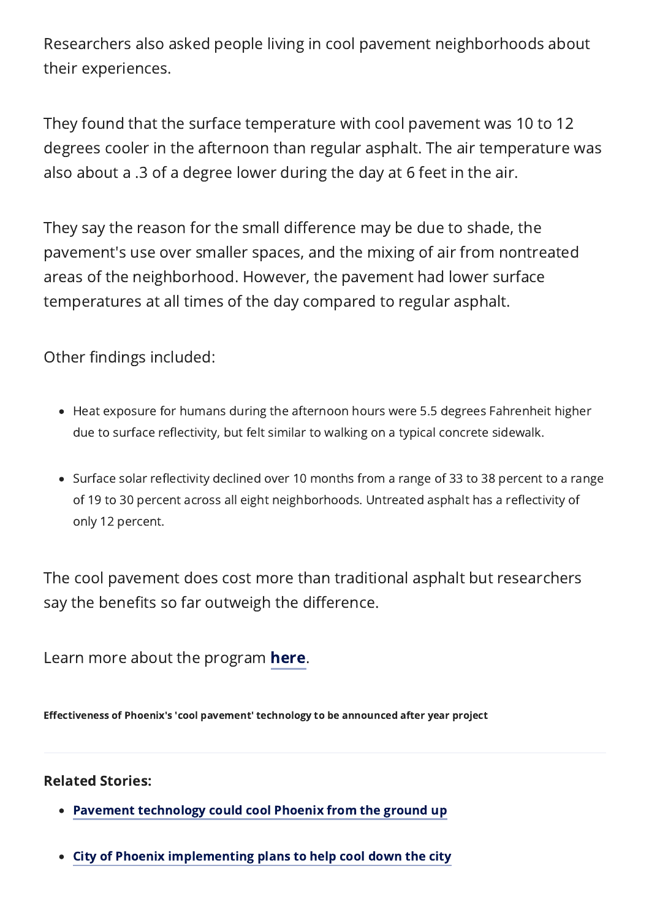Researchers also asked people living in cool pavement neighborhoods about their experiences.

They found that the surface temperature with cool pavement was 10 to 12 degrees cooler in the afternoon than regular asphalt. The air temperature was also about a .3 of a degree lower during the day at 6 feet in the air.

They say the reason for the small difference may be due to shade, the pavement's use over smaller spaces, and the mixing of air from nontreated areas of the neighborhood. However, the pavement had lower surface temperatures at all times of the day compared to regular asphalt.

Other findings included:

- Heat exposure for humans during the afternoon hours were 5.5 degrees Fahrenheit higher due to surface reflectivity, but felt similar to walking on a typical concrete sidewalk.
- Surface solar reflectivity declined over 10 months from a range of 33 to 38 percent to a range of 19 to 30 percent across all eight neighborhoods. Untreated asphalt has a reflectivity of only 12 percent.

The cool pavement does cost more than traditional asphalt but researchers say the benefits so far outweigh the difference.

Learn more about the program **here**.

**Effectiveness of Phoenix's 'cool pavement' technology to be announced after year project**

**Related Stories:**

- **Pavement technology could cool Phoenix from the ground up**
- **City of Phoenix implementing plans to help cool down the city**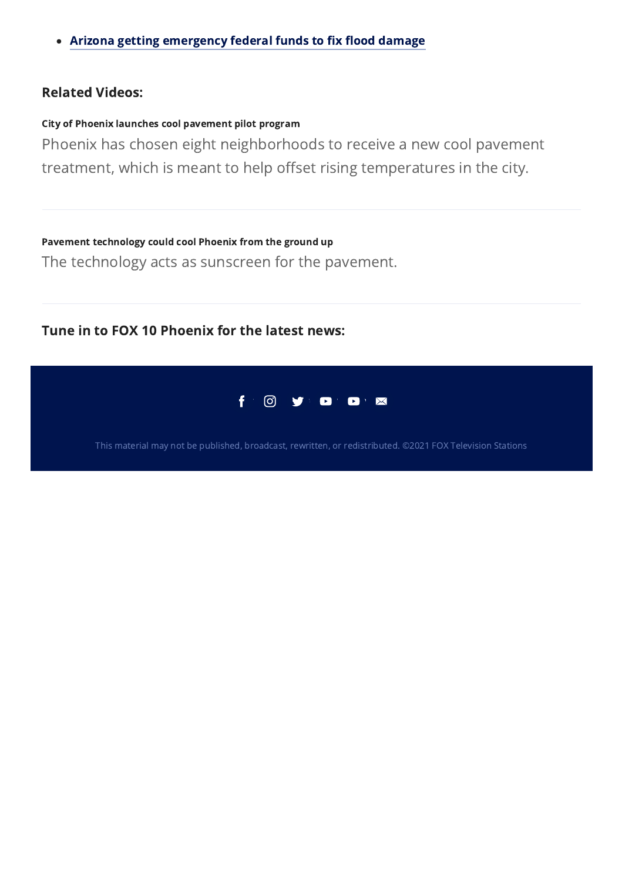- **Arizona getting emergency federal funds to fix flood damage**

### Related Videos:

**City of Phoenix launches cool pavement pilot program**

Phoenix has chosen eight neighborhoods to receive a new cool pavement treatment, which is meant to help offset rising temperatures in the city.

**Pavement technology could cool Phoenix from the ground up**

The technology acts as sunscreen for the pavement.

### Tune in to FOX 10 Phoenix for the latest news:

This material may not be published, broadcast, rewritten, or redistributed. ©2021 FOX Television Stations